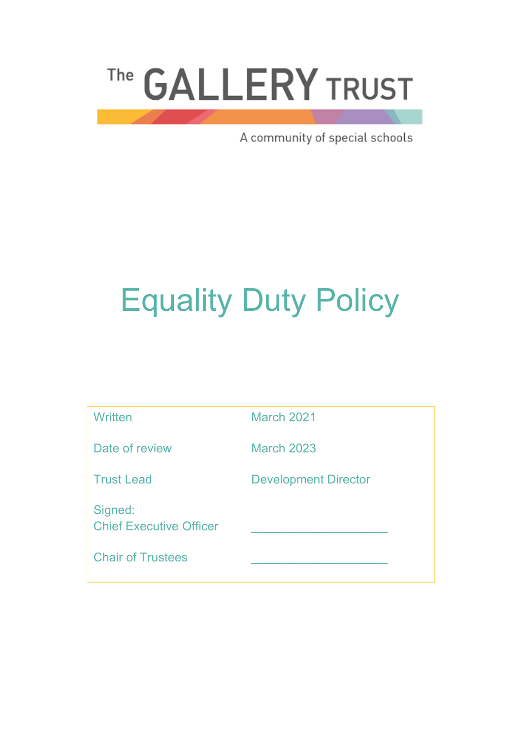The GALLERY TRUST

A community of special schools

# Equality Duty Policy

| | |
|---|---|
| Written | March 2021 |
| Date of review | March 2023 |
| Trust Lead | Development Director |
| Signed: Chief Executive Officer | ____________________ |
| Chair of Trustees | ____________________ |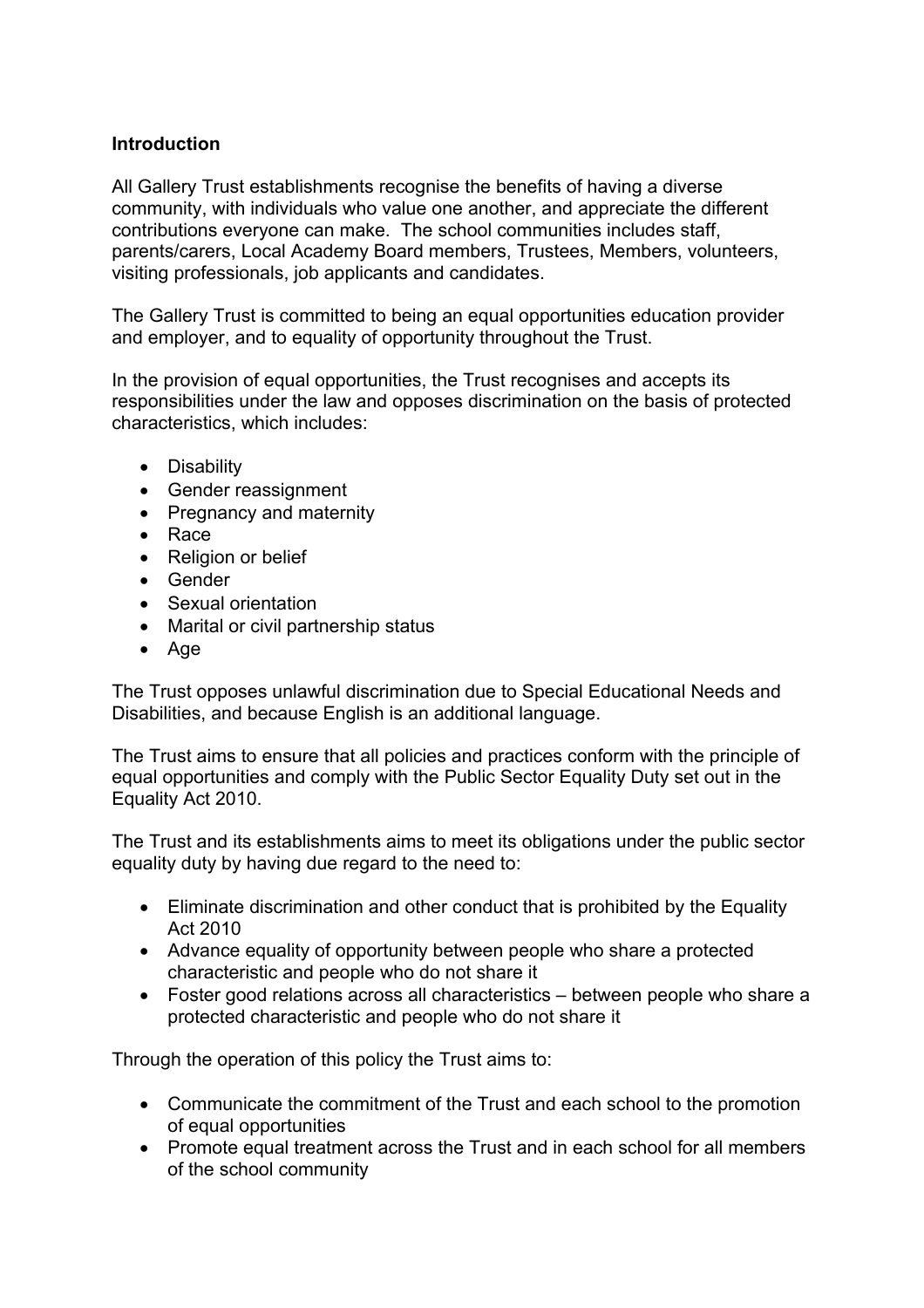**Introduction**

All Gallery Trust establishments recognise the benefits of having a diverse community, with individuals who value one another, and appreciate the different contributions everyone can make. The school communities includes staff, parents/carers, Local Academy Board members, Trustees, Members, volunteers, visiting professionals, job applicants and candidates.

The Gallery Trust is committed to being an equal opportunities education provider and employer, and to equality of opportunity throughout the Trust.

In the provision of equal opportunities, the Trust recognises and accepts its responsibilities under the law and opposes discrimination on the basis of protected characteristics, which includes:

- Disability
- Gender reassignment
- Pregnancy and maternity
- Race
- Religion or belief
- Gender
- Sexual orientation
- Marital or civil partnership status
- Age

The Trust opposes unlawful discrimination due to Special Educational Needs and Disabilities, and because English is an additional language.

The Trust aims to ensure that all policies and practices conform with the principle of equal opportunities and comply with the Public Sector Equality Duty set out in the Equality Act 2010.

The Trust and its establishments aims to meet its obligations under the public sector equality duty by having due regard to the need to:

- Eliminate discrimination and other conduct that is prohibited by the Equality Act 2010
- Advance equality of opportunity between people who share a protected characteristic and people who do not share it
- Foster good relations across all characteristics – between people who share a protected characteristic and people who do not share it

Through the operation of this policy the Trust aims to:

- Communicate the commitment of the Trust and each school to the promotion of equal opportunities
- Promote equal treatment across the Trust and in each school for all members of the school community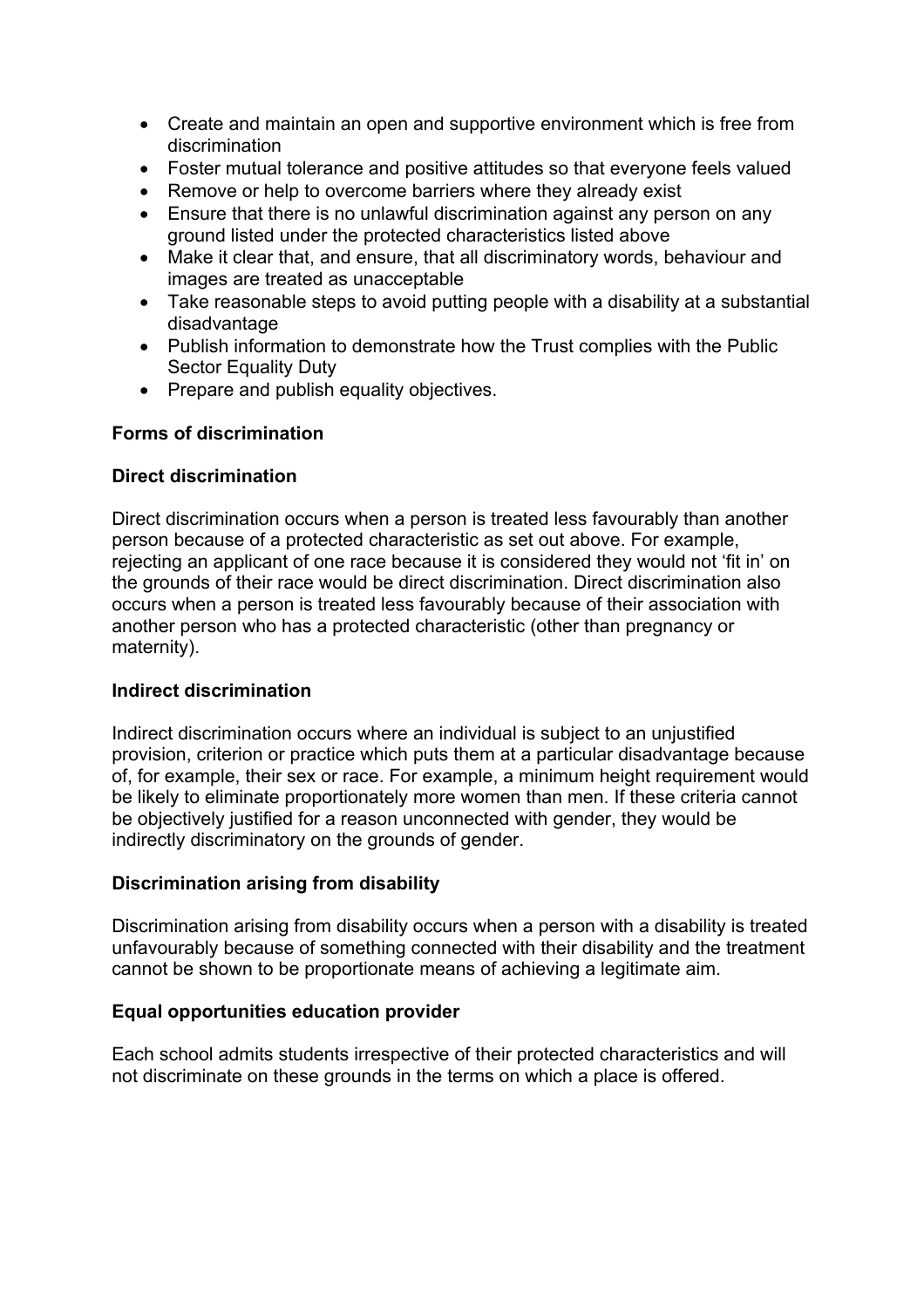- Create and maintain an open and supportive environment which is free from discrimination
- Foster mutual tolerance and positive attitudes so that everyone feels valued
- Remove or help to overcome barriers where they already exist
- Ensure that there is no unlawful discrimination against any person on any ground listed under the protected characteristics listed above
- Make it clear that, and ensure, that all discriminatory words, behaviour and images are treated as unacceptable
- Take reasonable steps to avoid putting people with a disability at a substantial disadvantage
- Publish information to demonstrate how the Trust complies with the Public Sector Equality Duty
- Prepare and publish equality objectives.

**Forms of discrimination**

**Direct discrimination**

Direct discrimination occurs when a person is treated less favourably than another person because of a protected characteristic as set out above. For example, rejecting an applicant of one race because it is considered they would not 'fit in' on the grounds of their race would be direct discrimination. Direct discrimination also occurs when a person is treated less favourably because of their association with another person who has a protected characteristic (other than pregnancy or maternity).

**Indirect discrimination**

Indirect discrimination occurs where an individual is subject to an unjustified provision, criterion or practice which puts them at a particular disadvantage because of, for example, their sex or race. For example, a minimum height requirement would be likely to eliminate proportionately more women than men. If these criteria cannot be objectively justified for a reason unconnected with gender, they would be indirectly discriminatory on the grounds of gender.

**Discrimination arising from disability**

Discrimination arising from disability occurs when a person with a disability is treated unfavourably because of something connected with their disability and the treatment cannot be shown to be proportionate means of achieving a legitimate aim.

**Equal opportunities education provider**

Each school admits students irrespective of their protected characteristics and will not discriminate on these grounds in the terms on which a place is offered.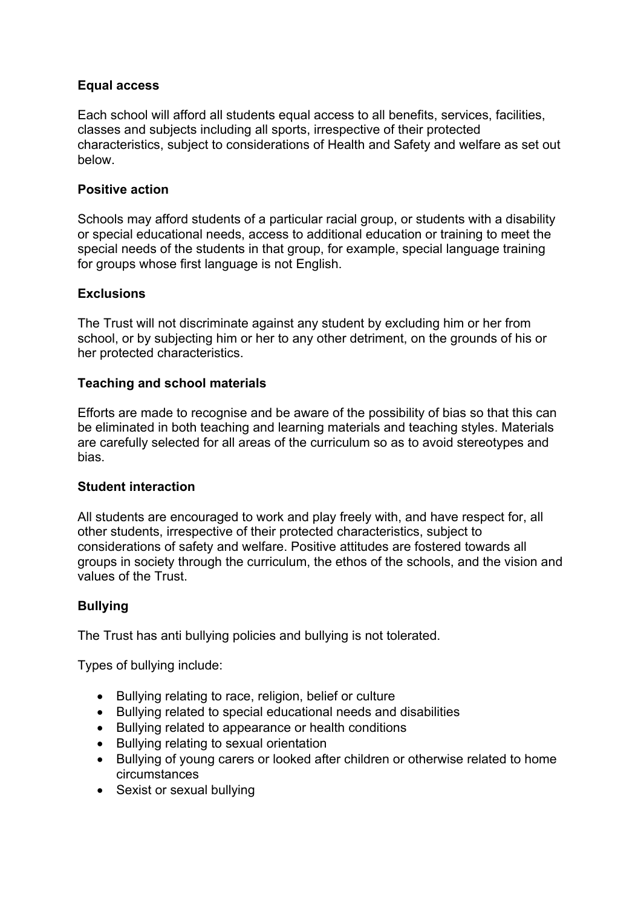**Equal access**

Each school will afford all students equal access to all benefits, services, facilities, classes and subjects including all sports, irrespective of their protected characteristics, subject to considerations of Health and Safety and welfare as set out below.

**Positive action**

Schools may afford students of a particular racial group, or students with a disability or special educational needs, access to additional education or training to meet the special needs of the students in that group, for example, special language training for groups whose first language is not English.

**Exclusions**

The Trust will not discriminate against any student by excluding him or her from school, or by subjecting him or her to any other detriment, on the grounds of his or her protected characteristics.

**Teaching and school materials**

Efforts are made to recognise and be aware of the possibility of bias so that this can be eliminated in both teaching and learning materials and teaching styles. Materials are carefully selected for all areas of the curriculum so as to avoid stereotypes and bias.

**Student interaction**

All students are encouraged to work and play freely with, and have respect for, all other students, irrespective of their protected characteristics, subject to considerations of safety and welfare. Positive attitudes are fostered towards all groups in society through the curriculum, the ethos of the schools, and the vision and values of the Trust.

**Bullying**

The Trust has anti bullying policies and bullying is not tolerated.

Types of bullying include:

- Bullying relating to race, religion, belief or culture
- Bullying related to special educational needs and disabilities
- Bullying related to appearance or health conditions
- Bullying relating to sexual orientation
- Bullying of young carers or looked after children or otherwise related to home circumstances
- Sexist or sexual bullying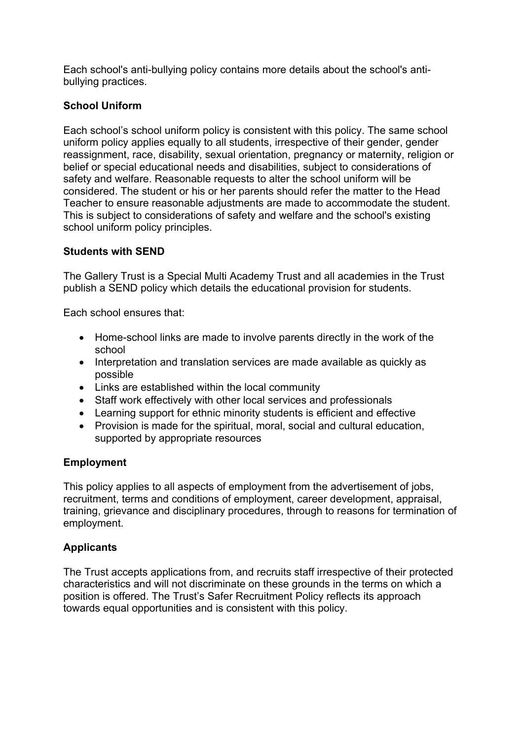Each school's anti-bullying policy contains more details about the school's anti-bullying practices.

### School Uniform

Each school's school uniform policy is consistent with this policy. The same school uniform policy applies equally to all students, irrespective of their gender, gender reassignment, race, disability, sexual orientation, pregnancy or maternity, religion or belief or special educational needs and disabilities, subject to considerations of safety and welfare. Reasonable requests to alter the school uniform will be considered. The student or his or her parents should refer the matter to the Head Teacher to ensure reasonable adjustments are made to accommodate the student. This is subject to considerations of safety and welfare and the school's existing school uniform policy principles.

### Students with SEND

The Gallery Trust is a Special Multi Academy Trust and all academies in the Trust publish a SEND policy which details the educational provision for students.

Each school ensures that:

- Home-school links are made to involve parents directly in the work of the school
- Interpretation and translation services are made available as quickly as possible
- Links are established within the local community
- Staff work effectively with other local services and professionals
- Learning support for ethnic minority students is efficient and effective
- Provision is made for the spiritual, moral, social and cultural education, supported by appropriate resources

### Employment

This policy applies to all aspects of employment from the advertisement of jobs, recruitment, terms and conditions of employment, career development, appraisal, training, grievance and disciplinary procedures, through to reasons for termination of employment.

### Applicants

The Trust accepts applications from, and recruits staff irrespective of their protected characteristics and will not discriminate on these grounds in the terms on which a position is offered. The Trust's Safer Recruitment Policy reflects its approach towards equal opportunities and is consistent with this policy.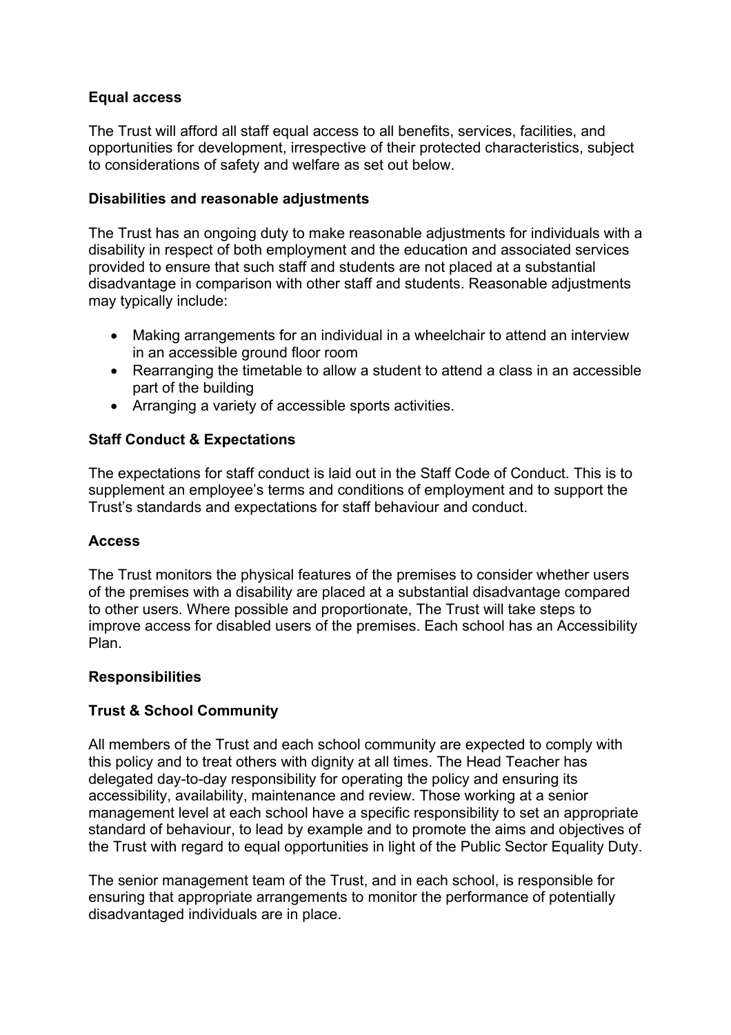**Equal access**

The Trust will afford all staff equal access to all benefits, services, facilities, and opportunities for development, irrespective of their protected characteristics, subject to considerations of safety and welfare as set out below.

**Disabilities and reasonable adjustments**

The Trust has an ongoing duty to make reasonable adjustments for individuals with a disability in respect of both employment and the education and associated services provided to ensure that such staff and students are not placed at a substantial disadvantage in comparison with other staff and students. Reasonable adjustments may typically include:

- Making arrangements for an individual in a wheelchair to attend an interview in an accessible ground floor room
- Rearranging the timetable to allow a student to attend a class in an accessible part of the building
- Arranging a variety of accessible sports activities.

**Staff Conduct & Expectations**

The expectations for staff conduct is laid out in the Staff Code of Conduct. This is to supplement an employee's terms and conditions of employment and to support the Trust's standards and expectations for staff behaviour and conduct.

**Access**

The Trust monitors the physical features of the premises to consider whether users of the premises with a disability are placed at a substantial disadvantage compared to other users. Where possible and proportionate, The Trust will take steps to improve access for disabled users of the premises. Each school has an Accessibility Plan.

**Responsibilities**

**Trust & School Community**

All members of the Trust and each school community are expected to comply with this policy and to treat others with dignity at all times. The Head Teacher has delegated day-to-day responsibility for operating the policy and ensuring its accessibility, availability, maintenance and review. Those working at a senior management level at each school have a specific responsibility to set an appropriate standard of behaviour, to lead by example and to promote the aims and objectives of the Trust with regard to equal opportunities in light of the Public Sector Equality Duty.

The senior management team of the Trust, and in each school, is responsible for ensuring that appropriate arrangements to monitor the performance of potentially disadvantaged individuals are in place.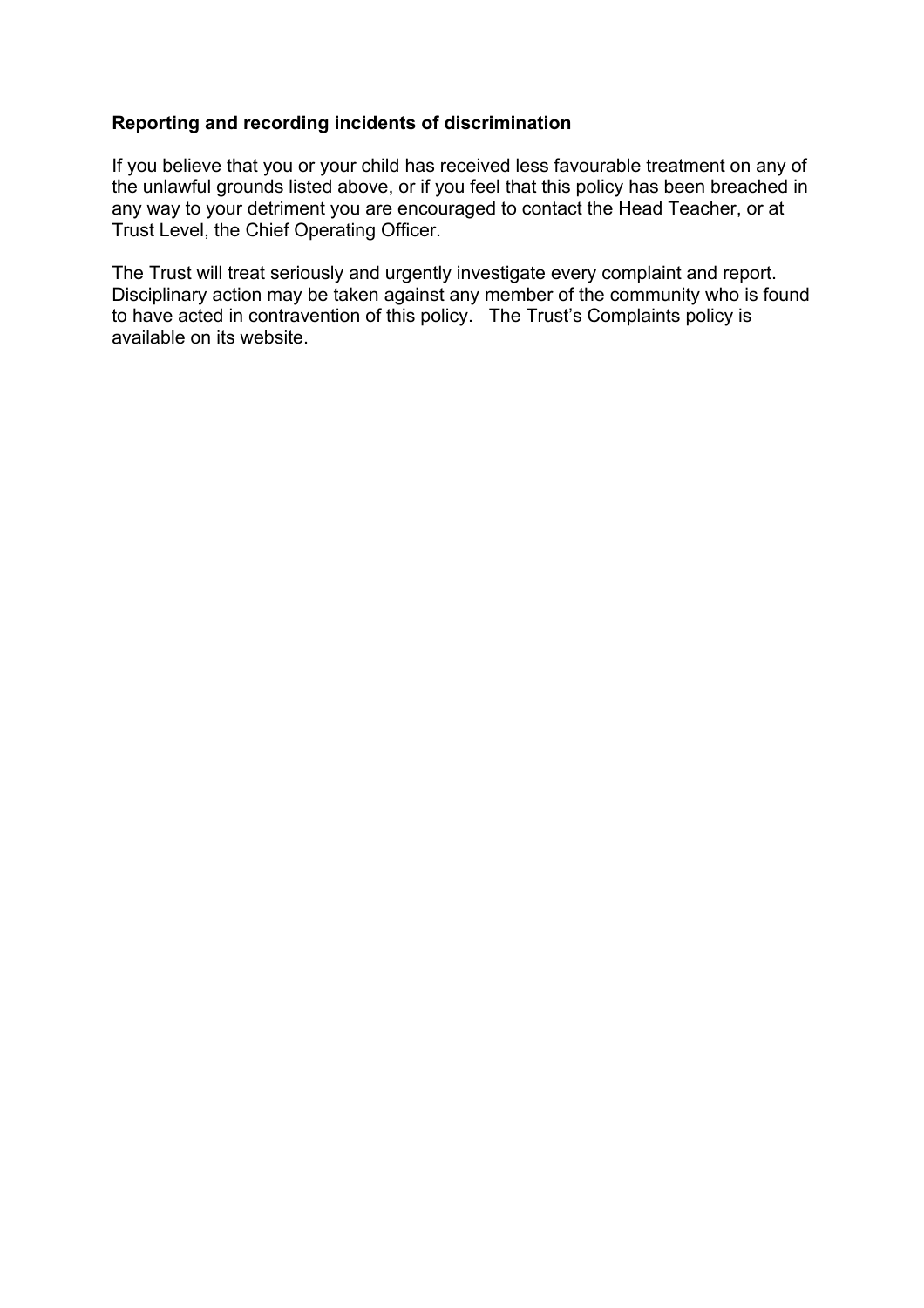**Reporting and recording incidents of discrimination**

If you believe that you or your child has received less favourable treatment on any of the unlawful grounds listed above, or if you feel that this policy has been breached in any way to your detriment you are encouraged to contact the Head Teacher, or at Trust Level, the Chief Operating Officer.

The Trust will treat seriously and urgently investigate every complaint and report. Disciplinary action may be taken against any member of the community who is found to have acted in contravention of this policy. The Trust's Complaints policy is available on its website.